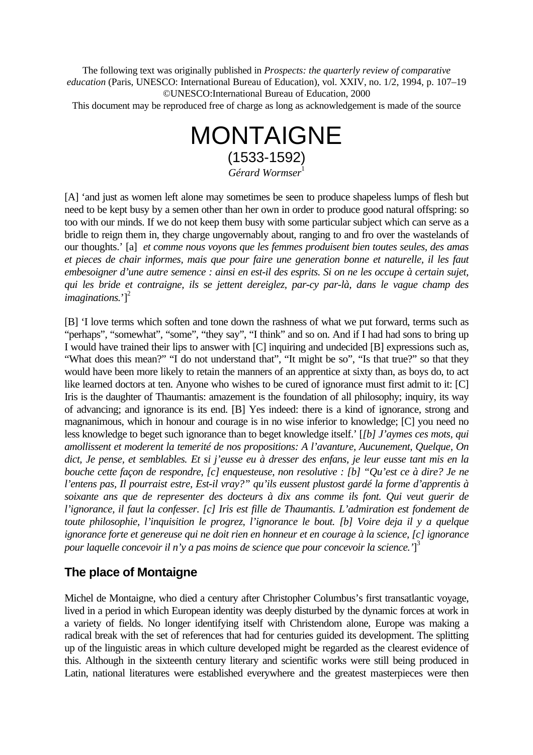The following text was originally published in *Prospects: the quarterly review of comparative education* (Paris, UNESCO: International Bureau of Education), vol. XXIV, no. 1/2, 1994, p. 107–19
©UNESCO:International Bureau of Education, 2000
This document may be reproduced free of charge as long as acknowledgement is made of the source

# MONTAIGNE
## (1533-1592)
*Gérard Wormser*[1]

[A] ‘and just as women left alone may sometimes be seen to produce shapeless lumps of flesh but need to be kept busy by a semen other than her own in order to produce good natural offspring: so too with our minds. If we do not keep them busy with some particular subject which can serve as a bridle to reign them in, they charge ungovernably about, ranging to and fro over the wastelands of our thoughts.’ [a] *et comme nous voyons que les femmes produisent bien toutes seules, des amas et pieces de chair informes, mais que pour faire une generation bonne et naturelle, il les faut embesoigner d’une autre semence : ainsi en est-il des esprits. Si on ne les occupe à certain sujet, qui les bride et contraigne, ils se jettent dereiglez, par-cy par-là, dans le vague champ des imaginations.*’][2]

[B] ‘I love terms which soften and tone down the rashness of what we put forward, terms such as “perhaps”, “somewhat”, “some”, “they say”, “I think” and so on. And if I had had sons to bring up I would have trained their lips to answer with [C] inquiring and undecided [B] expressions such as, “What does this mean?” “I do not understand that”, “It might be so”, “Is that true?” so that they would have been more likely to retain the manners of an apprentice at sixty than, as boys do, to act like learned doctors at ten. Anyone who wishes to be cured of ignorance must first admit to it: [C] Iris is the daughter of Thaumantis: amazement is the foundation of all philosophy; inquiry, its way of advancing; and ignorance is its end. [B] Yes indeed: there is a kind of ignorance, strong and magnanimous, which in honour and courage is in no wise inferior to knowledge; [C] you need no less knowledge to beget such ignorance than to beget knowledge itself.’ [*[b] J’aymes ces mots, qui amollissent et moderent la temerité de nos propositions: A l’avanture, Aucunement, Quelque, On dict, Je pense, et semblables. Et si j’eusse eu à dresser des enfans, je leur eusse tant mis en la bouche cette façon de respondre, [c] enquesteuse, non resolutive : [b] “Qu’est ce à dire? Je ne l’entens pas, Il pourraist estre, Est-il vray?” qu’ils eussent plustost gardé la forme d’apprentis à soixante ans que de representer des docteurs à dix ans comme ils font. Qui veut guerir de l’ignorance, il faut la confesser. [c] Iris est fille de Thaumantis. L’admiration est fondement de toute philosophie, l’inquisition le progrez, l’ignorance le bout. [b] Voire deja il y a quelque ignorance forte et genereuse qui ne doit rien en honneur et en courage à la science, [c] ignorance pour laquelle concevoir il n’y a pas moins de science que pour concevoir la science.*’][3]

## The place of Montaigne

Michel de Montaigne, who died a century after Christopher Columbus’s first transatlantic voyage, lived in a period in which European identity was deeply disturbed by the dynamic forces at work in a variety of fields. No longer identifying itself with Christendom alone, Europe was making a radical break with the set of references that had for centuries guided its development. The splitting up of the linguistic areas in which culture developed might be regarded as the clearest evidence of this. Although in the sixteenth century literary and scientific works were still being produced in Latin, national literatures were established everywhere and the greatest masterpieces were then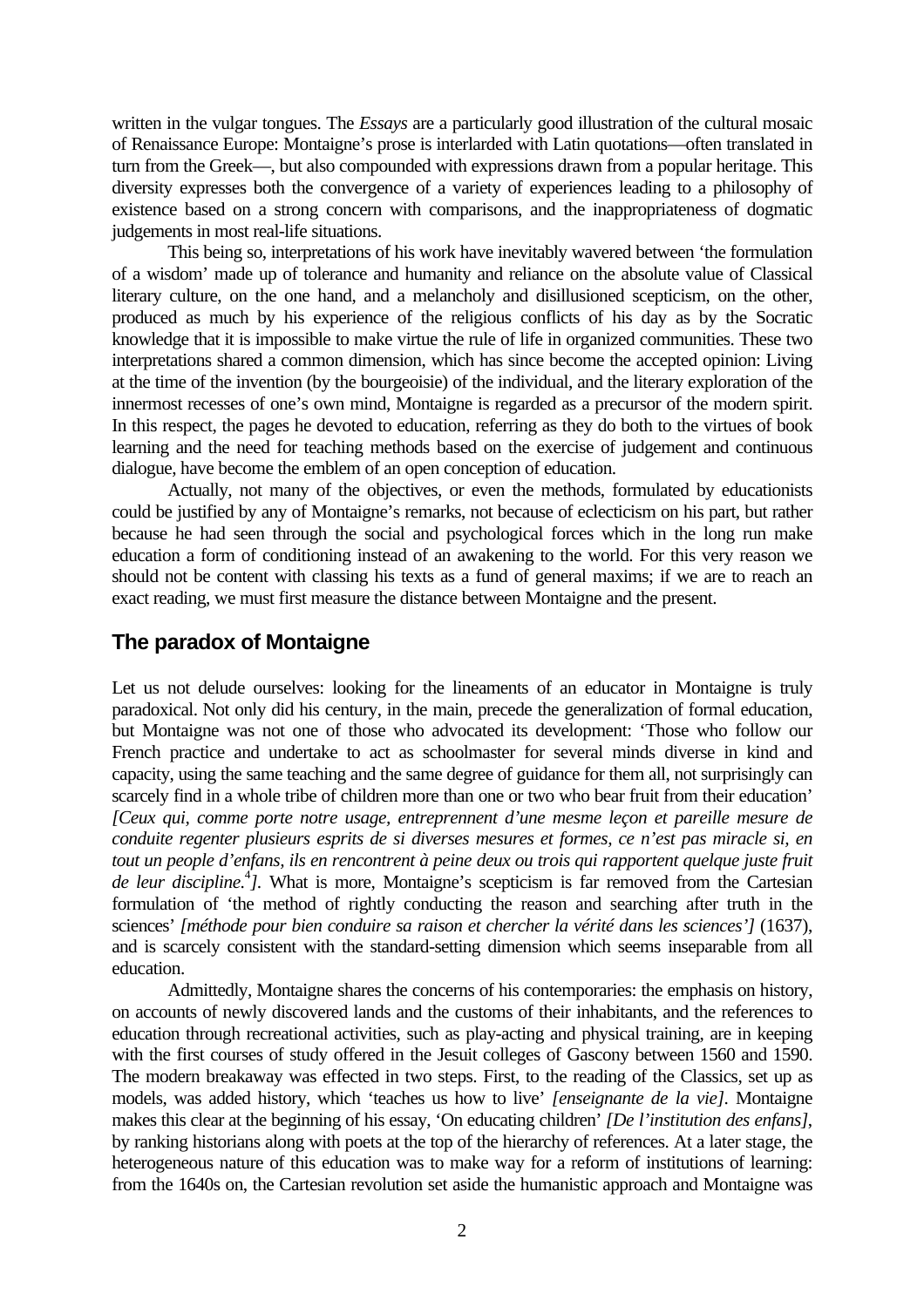written in the vulgar tongues. The *Essays* are a particularly good illustration of the cultural mosaic of Renaissance Europe: Montaigne's prose is interlarded with Latin quotations—often translated in turn from the Greek—, but also compounded with expressions drawn from a popular heritage. This diversity expresses both the convergence of a variety of experiences leading to a philosophy of existence based on a strong concern with comparisons, and the inappropriateness of dogmatic judgements in most real-life situations.

This being so, interpretations of his work have inevitably wavered between 'the formulation of a wisdom' made up of tolerance and humanity and reliance on the absolute value of Classical literary culture, on the one hand, and a melancholy and disillusioned scepticism, on the other, produced as much by his experience of the religious conflicts of his day as by the Socratic knowledge that it is impossible to make virtue the rule of life in organized communities. These two interpretations shared a common dimension, which has since become the accepted opinion: Living at the time of the invention (by the bourgeoisie) of the individual, and the literary exploration of the innermost recesses of one's own mind, Montaigne is regarded as a precursor of the modern spirit. In this respect, the pages he devoted to education, referring as they do both to the virtues of book learning and the need for teaching methods based on the exercise of judgement and continuous dialogue, have become the emblem of an open conception of education.

Actually, not many of the objectives, or even the methods, formulated by educationists could be justified by any of Montaigne's remarks, not because of eclecticism on his part, but rather because he had seen through the social and psychological forces which in the long run make education a form of conditioning instead of an awakening to the world. For this very reason we should not be content with classing his texts as a fund of general maxims; if we are to reach an exact reading, we must first measure the distance between Montaigne and the present.

## The paradox of Montaigne

Let us not delude ourselves: looking for the lineaments of an educator in Montaigne is truly paradoxical. Not only did his century, in the main, precede the generalization of formal education, but Montaigne was not one of those who advocated its development: 'Those who follow our French practice and undertake to act as schoolmaster for several minds diverse in kind and capacity, using the same teaching and the same degree of guidance for them all, not surprisingly can scarcely find in a whole tribe of children more than one or two who bear fruit from their education' *[Ceux qui, comme porte notre usage, entreprennent d'une mesme leçon et pareille mesure de conduite regenter plusieurs esprits de si diverses mesures et formes, ce n'est pas miracle si, en tout un people d'enfans, ils en rencontrent à peine deux ou trois qui rapportent quelque juste fruit de leur discipline.*[4]*]*. What is more, Montaigne's scepticism is far removed from the Cartesian formulation of 'the method of rightly conducting the reason and searching after truth in the sciences' *[méthode pour bien conduire sa raison et chercher la vérité dans les sciences']* (1637), and is scarcely consistent with the standard-setting dimension which seems inseparable from all education.

Admittedly, Montaigne shares the concerns of his contemporaries: the emphasis on history, on accounts of newly discovered lands and the customs of their inhabitants, and the references to education through recreational activities, such as play-acting and physical training, are in keeping with the first courses of study offered in the Jesuit colleges of Gascony between 1560 and 1590. The modern breakaway was effected in two steps. First, to the reading of the Classics, set up as models, was added history, which 'teaches us how to live' *[enseignante de la vie]*. Montaigne makes this clear at the beginning of his essay, 'On educating children' *[De l'institution des enfans]*, by ranking historians along with poets at the top of the hierarchy of references. At a later stage, the heterogeneous nature of this education was to make way for a reform of institutions of learning: from the 1640s on, the Cartesian revolution set aside the humanistic approach and Montaigne was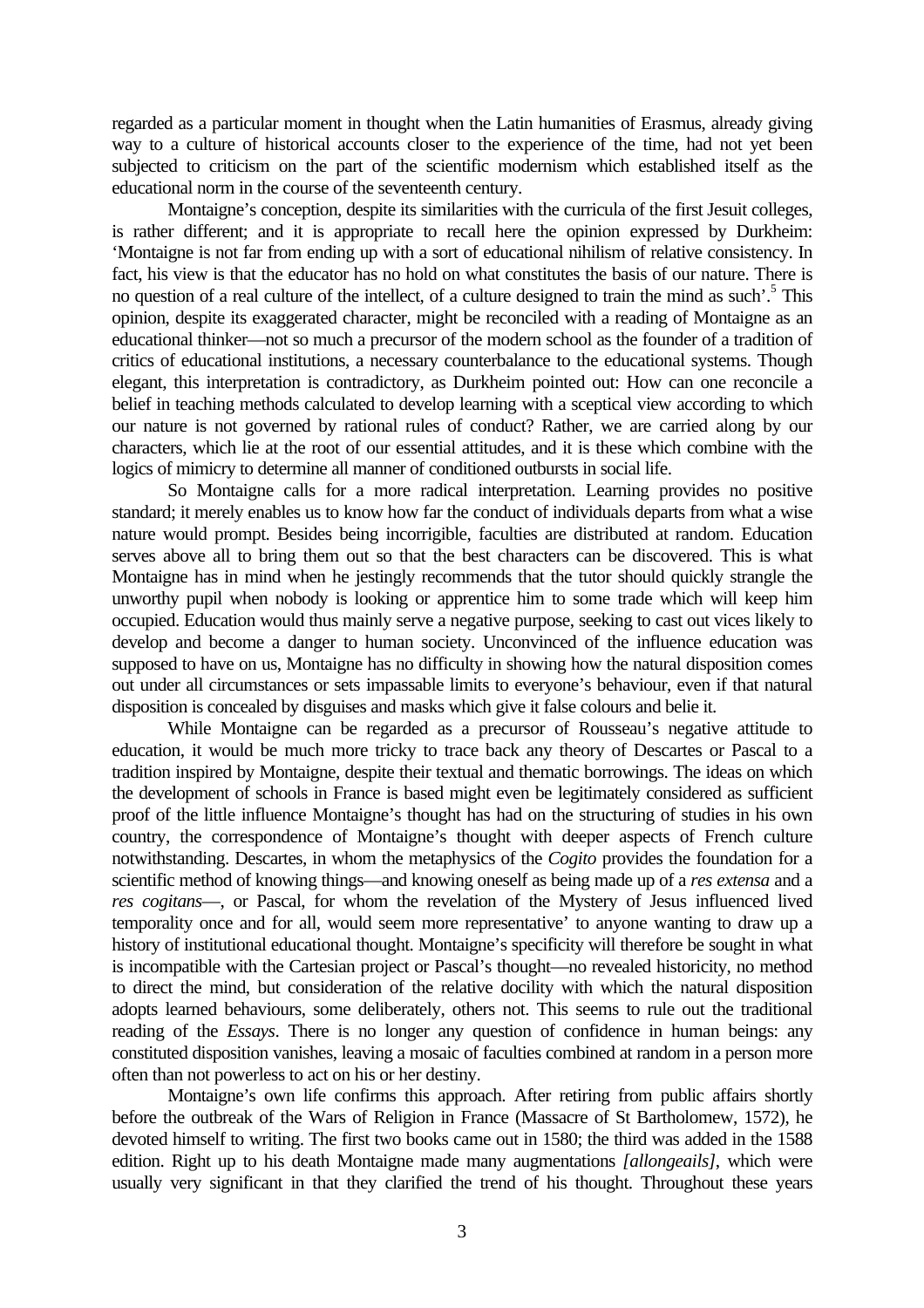regarded as a particular moment in thought when the Latin humanities of Erasmus, already giving way to a culture of historical accounts closer to the experience of the time, had not yet been subjected to criticism on the part of the scientific modernism which established itself as the educational norm in the course of the seventeenth century.

Montaigne's conception, despite its similarities with the curricula of the first Jesuit colleges, is rather different; and it is appropriate to recall here the opinion expressed by Durkheim: 'Montaigne is not far from ending up with a sort of educational nihilism of relative consistency. In fact, his view is that the educator has no hold on what constitutes the basis of our nature. There is no question of a real culture of the intellect, of a culture designed to train the mind as such'.[5] This opinion, despite its exaggerated character, might be reconciled with a reading of Montaigne as an educational thinker—not so much a precursor of the modern school as the founder of a tradition of critics of educational institutions, a necessary counterbalance to the educational systems. Though elegant, this interpretation is contradictory, as Durkheim pointed out: How can one reconcile a belief in teaching methods calculated to develop learning with a sceptical view according to which our nature is not governed by rational rules of conduct? Rather, we are carried along by our characters, which lie at the root of our essential attitudes, and it is these which combine with the logics of mimicry to determine all manner of conditioned outbursts in social life.

So Montaigne calls for a more radical interpretation. Learning provides no positive standard; it merely enables us to know how far the conduct of individuals departs from what a wise nature would prompt. Besides being incorrigible, faculties are distributed at random. Education serves above all to bring them out so that the best characters can be discovered. This is what Montaigne has in mind when he jestingly recommends that the tutor should quickly strangle the unworthy pupil when nobody is looking or apprentice him to some trade which will keep him occupied. Education would thus mainly serve a negative purpose, seeking to cast out vices likely to develop and become a danger to human society. Unconvinced of the influence education was supposed to have on us, Montaigne has no difficulty in showing how the natural disposition comes out under all circumstances or sets impassable limits to everyone's behaviour, even if that natural disposition is concealed by disguises and masks which give it false colours and belie it.

While Montaigne can be regarded as a precursor of Rousseau's negative attitude to education, it would be much more tricky to trace back any theory of Descartes or Pascal to a tradition inspired by Montaigne, despite their textual and thematic borrowings. The ideas on which the development of schools in France is based might even be legitimately considered as sufficient proof of the little influence Montaigne's thought has had on the structuring of studies in his own country, the correspondence of Montaigne's thought with deeper aspects of French culture notwithstanding. Descartes, in whom the metaphysics of the *Cogito* provides the foundation for a scientific method of knowing things—and knowing oneself as being made up of a *res extensa* and a *res cogitans*—, or Pascal, for whom the revelation of the Mystery of Jesus influenced lived temporality once and for all, would seem more representative' to anyone wanting to draw up a history of institutional educational thought. Montaigne's specificity will therefore be sought in what is incompatible with the Cartesian project or Pascal's thought—no revealed historicity, no method to direct the mind, but consideration of the relative docility with which the natural disposition adopts learned behaviours, some deliberately, others not. This seems to rule out the traditional reading of the *Essays*. There is no longer any question of confidence in human beings: any constituted disposition vanishes, leaving a mosaic of faculties combined at random in a person more often than not powerless to act on his or her destiny.

Montaigne's own life confirms this approach. After retiring from public affairs shortly before the outbreak of the Wars of Religion in France (Massacre of St Bartholomew, 1572), he devoted himself to writing. The first two books came out in 1580; the third was added in the 1588 edition. Right up to his death Montaigne made many augmentations *[allongeails]*, which were usually very significant in that they clarified the trend of his thought. Throughout these years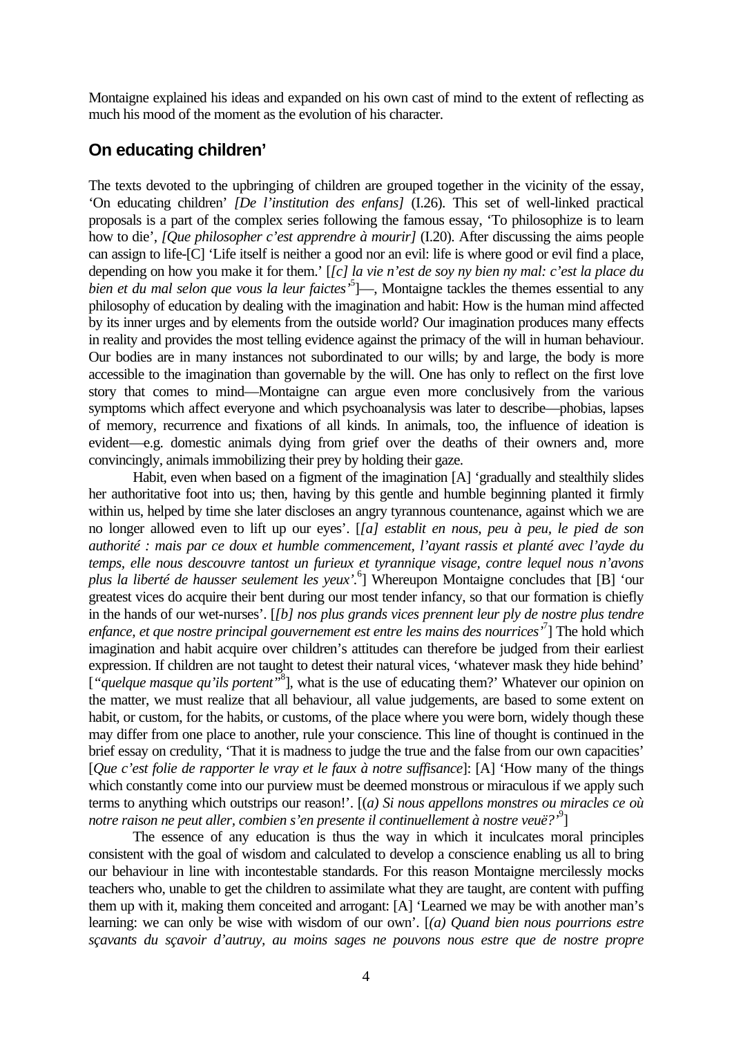Montaigne explained his ideas and expanded on his own cast of mind to the extent of reflecting as much his mood of the moment as the evolution of his character.

## On educating children'

The texts devoted to the upbringing of children are grouped together in the vicinity of the essay, 'On educating children' *[De l'institution des enfans]* (I.26). This set of well-linked practical proposals is a part of the complex series following the famous essay, 'To philosophize is to learn how to die', *[Que philosopher c'est apprendre à mourir]* (I.20). After discussing the aims people can assign to life-[C] 'Life itself is neither a good nor an evil: life is where good or evil find a place, depending on how you make it for them.' [*[c] la vie n'est de soy ny bien ny mal: c'est la place du bien et du mal selon que vous la leur faictes'*[5]]—, Montaigne tackles the themes essential to any philosophy of education by dealing with the imagination and habit: How is the human mind affected by its inner urges and by elements from the outside world? Our imagination produces many effects in reality and provides the most telling evidence against the primacy of the will in human behaviour. Our bodies are in many instances not subordinated to our wills; by and large, the body is more accessible to the imagination than governable by the will. One has only to reflect on the first love story that comes to mind—Montaigne can argue even more conclusively from the various symptoms which affect everyone and which psychoanalysis was later to describe—phobias, lapses of memory, recurrence and fixations of all kinds. In animals, too, the influence of ideation is evident—e.g. domestic animals dying from grief over the deaths of their owners and, more convincingly, animals immobilizing their prey by holding their gaze.

Habit, even when based on a figment of the imagination [A] 'gradually and stealthily slides her authoritative foot into us; then, having by this gentle and humble beginning planted it firmly within us, helped by time she later discloses an angry tyrannous countenance, against which we are no longer allowed even to lift up our eyes'. [*[a] establit en nous, peu à peu, le pied de son authorité : mais par ce doux et humble commencement, l'ayant rassis et planté avec l'ayde du temps, elle nous descouvre tantost un furieux et tyrannique visage, contre lequel nous n'avons plus la liberté de hausser seulement les yeux'.*[6]] Whereupon Montaigne concludes that [B] 'our greatest vices do acquire their bent during our most tender infancy, so that our formation is chiefly in the hands of our wet-nurses'. [*[b] nos plus grands vices prennent leur ply de nostre plus tendre enfance, et que nostre principal gouvernement est entre les mains des nourrices'*[7]] The hold which imagination and habit acquire over children's attitudes can therefore be judged from their earliest expression. If children are not taught to detest their natural vices, 'whatever mask they hide behind' [*"quelque masque qu'ils portent"*[8]], what is the use of educating them?' Whatever our opinion on the matter, we must realize that all behaviour, all value judgements, are based to some extent on habit, or custom, for the habits, or customs, of the place where you were born, widely though these may differ from one place to another, rule your conscience. This line of thought is continued in the brief essay on credulity, 'That it is madness to judge the true and the false from our own capacities' [*Que c'est folie de rapporter le vray et le faux à notre suffisance*]: [A] 'How many of the things which constantly come into our purview must be deemed monstrous or miraculous if we apply such terms to anything which outstrips our reason!'. [*(a) Si nous appellons monstres ou miracles ce où notre raison ne peut aller, combien s'en presente il continuellement à nostre veuë?'*[9]]

The essence of any education is thus the way in which it inculcates moral principles consistent with the goal of wisdom and calculated to develop a conscience enabling us all to bring our behaviour in line with incontestable standards. For this reason Montaigne mercilessly mocks teachers who, unable to get the children to assimilate what they are taught, are content with puffing them up with it, making them conceited and arrogant: [A] 'Learned we may be with another man's learning: we can only be wise with wisdom of our own'. [*(a) Quand bien nous pourrions estre sçavants du sçavoir d'autruy, au moins sages ne pouvons nous estre que de nostre propre*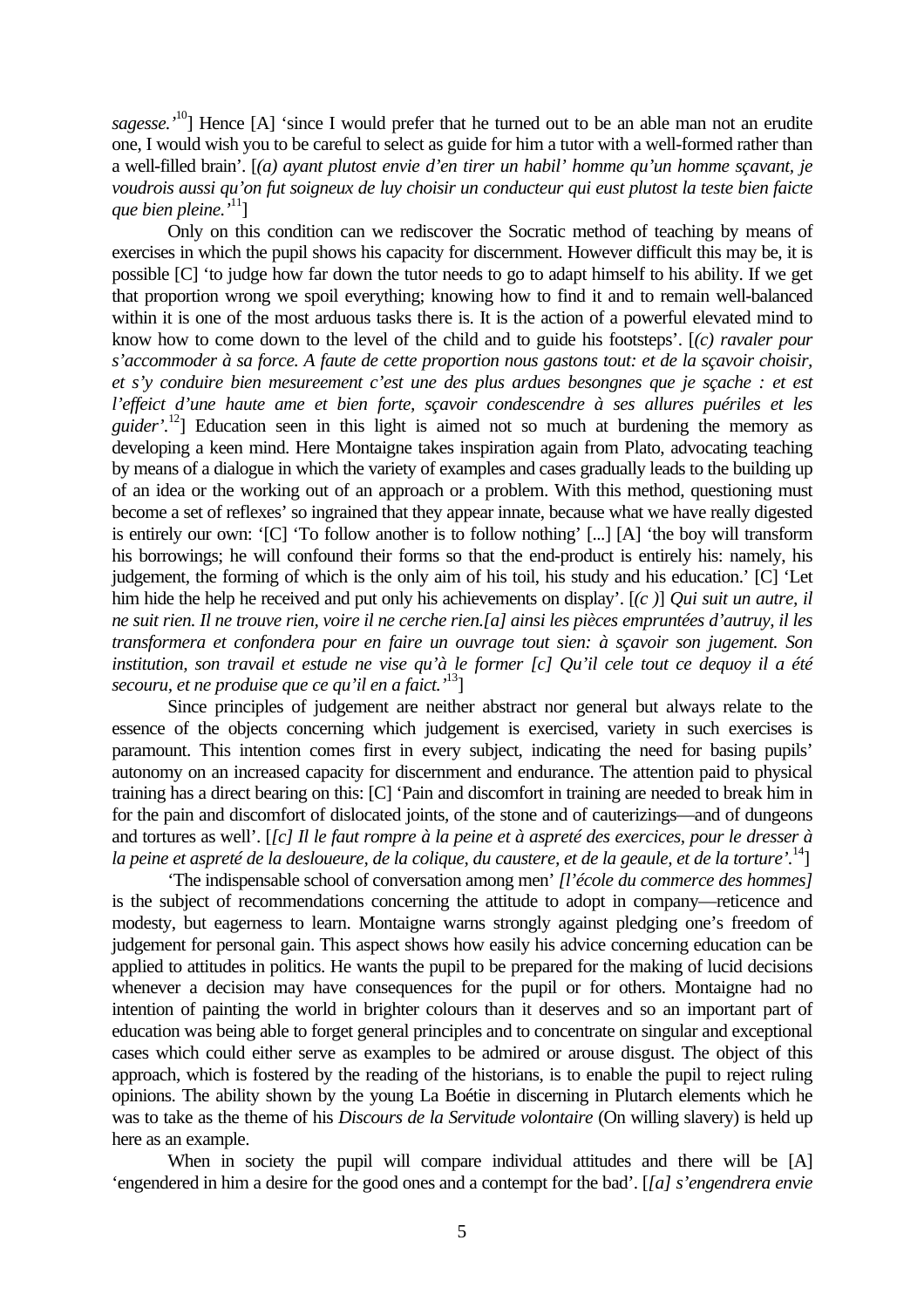*sagesse.'*[10]] Hence [A] 'since I would prefer that he turned out to be an able man not an erudite one, I would wish you to be careful to select as guide for him a tutor with a well-formed rather than a well-filled brain'. [*(a) ayant plutost envie d'en tirer un habil' homme qu'un homme sçavant, je voudrois aussi qu'on fut soigneux de luy choisir un conducteur qui eust plutost la teste bien faicte que bien pleine.'*[11]]

Only on this condition can we rediscover the Socratic method of teaching by means of exercises in which the pupil shows his capacity for discernment. However difficult this may be, it is possible [C] 'to judge how far down the tutor needs to go to adapt himself to his ability. If we get that proportion wrong we spoil everything; knowing how to find it and to remain well-balanced within it is one of the most arduous tasks there is. It is the action of a powerful elevated mind to know how to come down to the level of the child and to guide his footsteps'. [*(c) ravaler pour s'accommoder à sa force. A faute de cette proportion nous gastons tout: et de la sçavoir choisir, et s'y conduire bien mesureement c'est une des plus ardues besongnes que je sçache : et est l'effeict d'une haute ame et bien forte, sçavoir condescendre à ses allures puériles et les guider'.*[12]] Education seen in this light is aimed not so much at burdening the memory as developing a keen mind. Here Montaigne takes inspiration again from Plato, advocating teaching by means of a dialogue in which the variety of examples and cases gradually leads to the building up of an idea or the working out of an approach or a problem. With this method, questioning must become a set of reflexes' so ingrained that they appear innate, because what we have really digested is entirely our own: '[C] 'To follow another is to follow nothing' [...] [A] 'the boy will transform his borrowings; he will confound their forms so that the end-product is entirely his: namely, his judgement, the forming of which is the only aim of his toil, his study and his education.' [C] 'Let him hide the help he received and put only his achievements on display'. [*(c )*] *Qui suit un autre, il ne suit rien. Il ne trouve rien, voire il ne cerche rien.[a] ainsi les pièces empruntées d'autruy, il les transformera et confondera pour en faire un ouvrage tout sien: à sçavoir son jugement. Son institution, son travail et estude ne vise qu'à le former [c] Qu'il cele tout ce dequoy il a été secouru, et ne produise que ce qu'il en a faict.'*[13]]

Since principles of judgement are neither abstract nor general but always relate to the essence of the objects concerning which judgement is exercised, variety in such exercises is paramount. This intention comes first in every subject, indicating the need for basing pupils' autonomy on an increased capacity for discernment and endurance. The attention paid to physical training has a direct bearing on this: [C] 'Pain and discomfort in training are needed to break him in for the pain and discomfort of dislocated joints, of the stone and of cauterizings—and of dungeons and tortures as well'. [*[c] Il le faut rompre à la peine et à aspreté des exercices, pour le dresser à la peine et aspreté de la desloueure, de la colique, du caustere, et de la geaule, et de la torture'.*[14]]

'The indispensable school of conversation among men' *[l'école du commerce des hommes]* is the subject of recommendations concerning the attitude to adopt in company—reticence and modesty, but eagerness to learn. Montaigne warns strongly against pledging one's freedom of judgement for personal gain. This aspect shows how easily his advice concerning education can be applied to attitudes in politics. He wants the pupil to be prepared for the making of lucid decisions whenever a decision may have consequences for the pupil or for others. Montaigne had no intention of painting the world in brighter colours than it deserves and so an important part of education was being able to forget general principles and to concentrate on singular and exceptional cases which could either serve as examples to be admired or arouse disgust. The object of this approach, which is fostered by the reading of the historians, is to enable the pupil to reject ruling opinions. The ability shown by the young La Boétie in discerning in Plutarch elements which he was to take as the theme of his *Discours de la Servitude volontaire* (On willing slavery) is held up here as an example.

When in society the pupil will compare individual attitudes and there will be [A] 'engendered in him a desire for the good ones and a contempt for the bad'. [*[a] s'engendrera envie*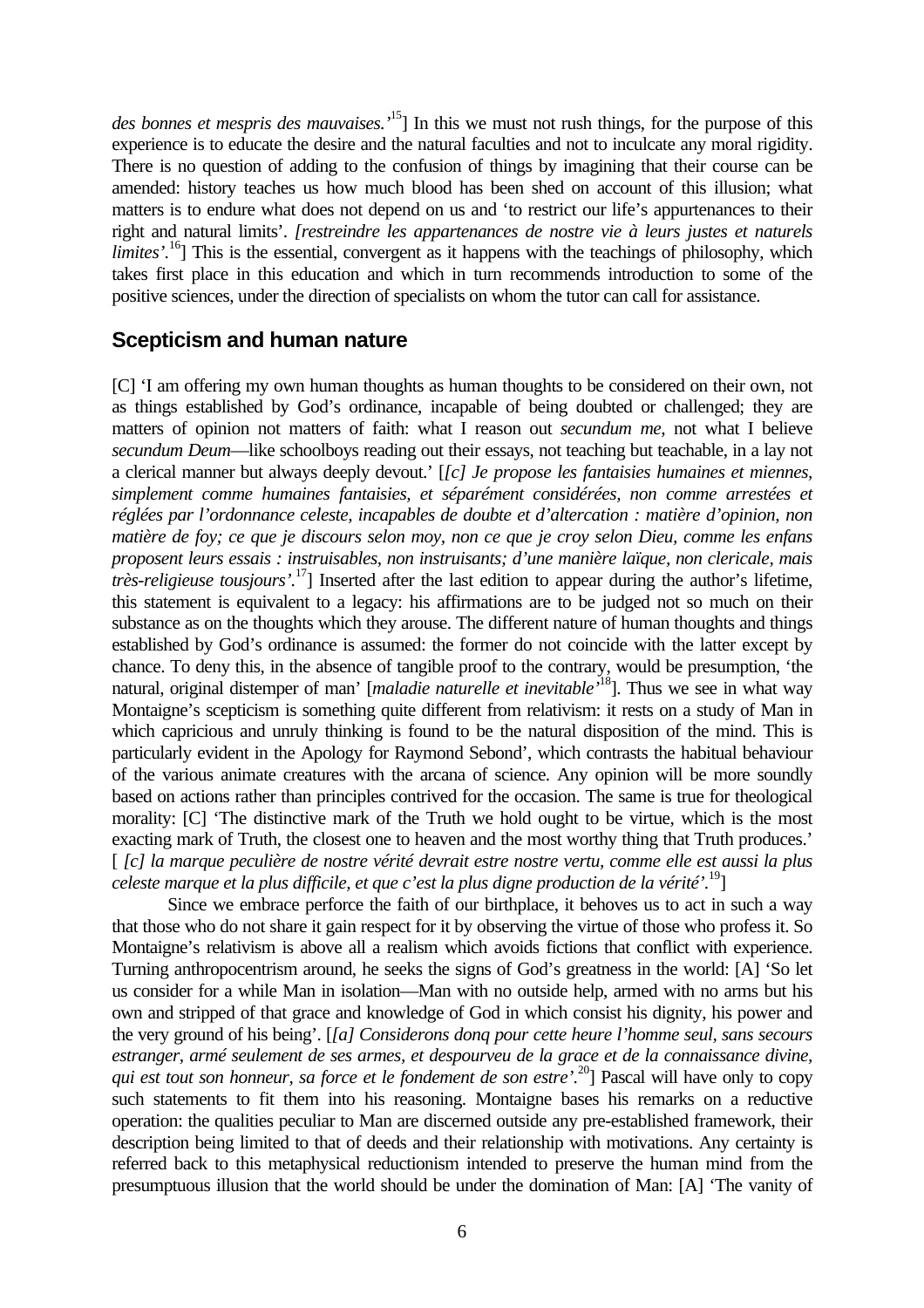*des bonnes et mespris des mauvaises.'*[15]] In this we must not rush things, for the purpose of this experience is to educate the desire and the natural faculties and not to inculcate any moral rigidity. There is no question of adding to the confusion of things by imagining that their course can be amended: history teaches us how much blood has been shed on account of this illusion; what matters is to endure what does not depend on us and 'to restrict our life's appurtenances to their right and natural limits'. *[restreindre les appartenances de nostre vie à leurs justes et naturels limites'*.[16]] This is the essential, convergent as it happens with the teachings of philosophy, which takes first place in this education and which in turn recommends introduction to some of the positive sciences, under the direction of specialists on whom the tutor can call for assistance.

## Scepticism and human nature

[C] 'I am offering my own human thoughts as human thoughts to be considered on their own, not as things established by God's ordinance, incapable of being doubted or challenged; they are matters of opinion not matters of faith: what I reason out *secundum me*, not what I believe *secundum Deum*—like schoolboys reading out their essays, not teaching but teachable, in a lay not a clerical manner but always deeply devout.' [*[c] Je propose les fantaisies humaines et miennes, simplement comme humaines fantaisies, et séparément considérées, non comme arrestées et réglées par l'ordonnance celeste, incapables de doubte et d'altercation : matière d'opinion, non matière de foy; ce que je discours selon moy, non ce que je croy selon Dieu, comme les enfans proposent leurs essais : instruisables, non instruisants; d'une manière laïque, non clericale, mais très-religieuse tousjours'*.[17]] Inserted after the last edition to appear during the author's lifetime, this statement is equivalent to a legacy: his affirmations are to be judged not so much on their substance as on the thoughts which they arouse. The different nature of human thoughts and things established by God's ordinance is assumed: the former do not coincide with the latter except by chance. To deny this, in the absence of tangible proof to the contrary, would be presumption, 'the natural, original distemper of man' [*maladie naturelle et inevitable'*[18]]. Thus we see in what way Montaigne's scepticism is something quite different from relativism: it rests on a study of Man in which capricious and unruly thinking is found to be the natural disposition of the mind. This is particularly evident in the Apology for Raymond Sebond', which contrasts the habitual behaviour of the various animate creatures with the arcana of science. Any opinion will be more soundly based on actions rather than principles contrived for the occasion. The same is true for theological morality: [C] 'The distinctive mark of the Truth we hold ought to be virtue, which is the most exacting mark of Truth, the closest one to heaven and the most worthy thing that Truth produces.' [ *[c] la marque peculière de nostre vérité devrait estre nostre vertu, comme elle est aussi la plus celeste marque et la plus difficile, et que c'est la plus digne production de la vérité'*.[19]]

Since we embrace perforce the faith of our birthplace, it behoves us to act in such a way that those who do not share it gain respect for it by observing the virtue of those who profess it. So Montaigne's relativism is above all a realism which avoids fictions that conflict with experience. Turning anthropocentrism around, he seeks the signs of God's greatness in the world: [A] 'So let us consider for a while Man in isolation—Man with no outside help, armed with no arms but his own and stripped of that grace and knowledge of God in which consist his dignity, his power and the very ground of his being'. [*[a] Considerons donq pour cette heure l'homme seul, sans secours estranger, armé seulement de ses armes, et despourveu de la grace et de la connaissance divine, qui est tout son honneur, sa force et le fondement de son estre'*.[20]] Pascal will have only to copy such statements to fit them into his reasoning. Montaigne bases his remarks on a reductive operation: the qualities peculiar to Man are discerned outside any pre-established framework, their description being limited to that of deeds and their relationship with motivations. Any certainty is referred back to this metaphysical reductionism intended to preserve the human mind from the presumptuous illusion that the world should be under the domination of Man: [A] 'The vanity of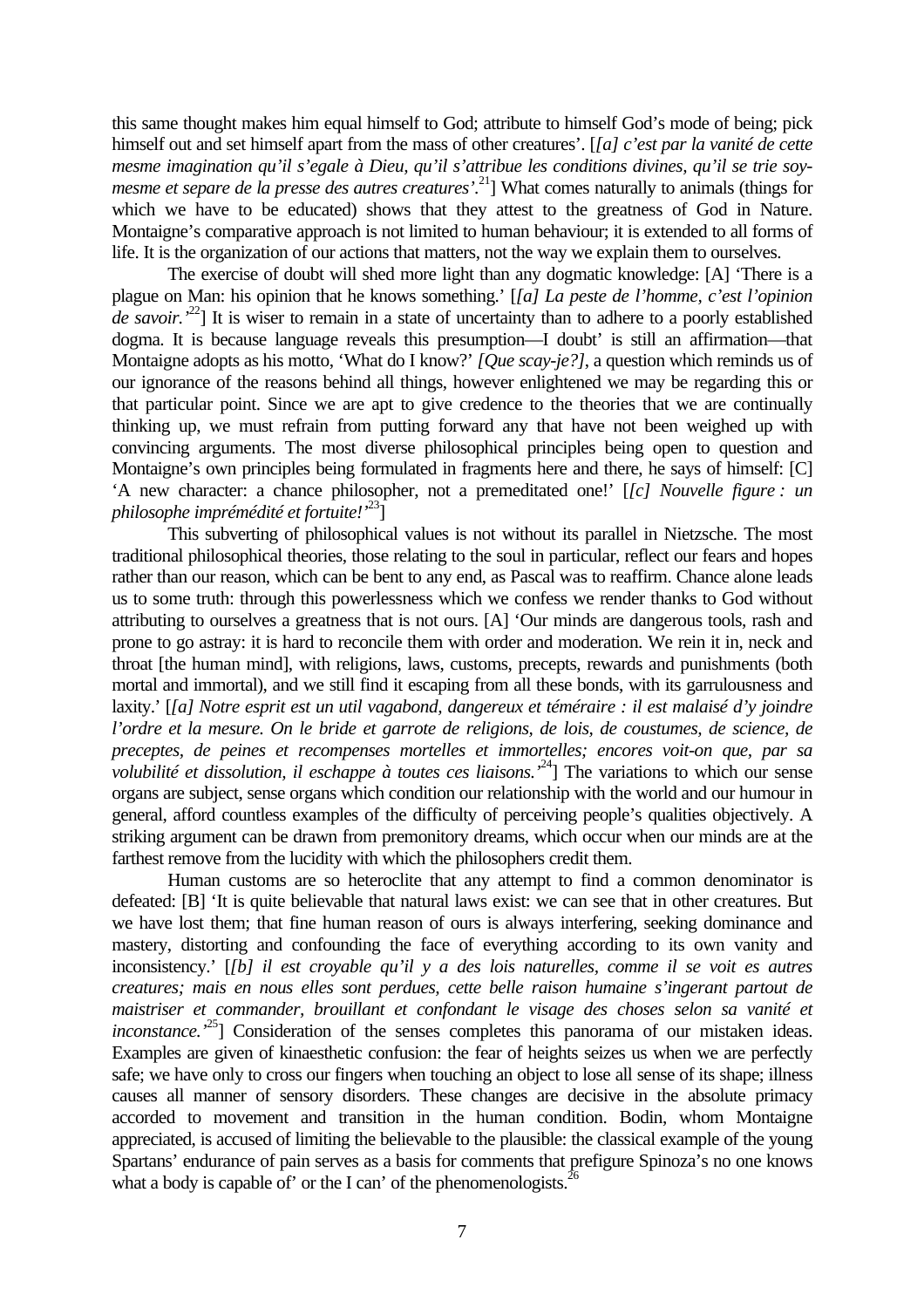this same thought makes him equal himself to God; attribute to himself God's mode of being; pick himself out and set himself apart from the mass of other creatures'. [*[a] c'est par la vanité de cette mesme imagination qu'il s'egale à Dieu, qu'il s'attribue les conditions divines, qu'il se trie soy-mesme et separe de la presse des autres creatures'.*[21]] What comes naturally to animals (things for which we have to be educated) shows that they attest to the greatness of God in Nature. Montaigne's comparative approach is not limited to human behaviour; it is extended to all forms of life. It is the organization of our actions that matters, not the way we explain them to ourselves.

The exercise of doubt will shed more light than any dogmatic knowledge: [A] 'There is a plague on Man: his opinion that he knows something.' [*[a] La peste de l'homme, c'est l'opinion de savoir.'*[22]] It is wiser to remain in a state of uncertainty than to adhere to a poorly established dogma. It is because language reveals this presumption—I doubt' is still an affirmation—that Montaigne adopts as his motto, 'What do I know?' *[Que scay-je?]*, a question which reminds us of our ignorance of the reasons behind all things, however enlightened we may be regarding this or that particular point. Since we are apt to give credence to the theories that we are continually thinking up, we must refrain from putting forward any that have not been weighed up with convincing arguments. The most diverse philosophical principles being open to question and Montaigne's own principles being formulated in fragments here and there, he says of himself: [C] 'A new character: a chance philosopher, not a premeditated one!' [*[c] Nouvelle figure : un philosophe imprémédité et fortuite!'*[23]]

This subverting of philosophical values is not without its parallel in Nietzsche. The most traditional philosophical theories, those relating to the soul in particular, reflect our fears and hopes rather than our reason, which can be bent to any end, as Pascal was to reaffirm. Chance alone leads us to some truth: through this powerlessness which we confess we render thanks to God without attributing to ourselves a greatness that is not ours. [A] 'Our minds are dangerous tools, rash and prone to go astray: it is hard to reconcile them with order and moderation. We rein it in, neck and throat [the human mind], with religions, laws, customs, precepts, rewards and punishments (both mortal and immortal), and we still find it escaping from all these bonds, with its garrulousness and laxity.' [*[a] Notre esprit est un util vagabond, dangereux et téméraire : il est malaisé d'y joindre l'ordre et la mesure. On le bride et garrote de religions, de lois, de coustumes, de science, de preceptes, de peines et recompenses mortelles et immortelles; encores voit-on que, par sa volubilité et dissolution, il eschappe à toutes ces liaisons.'*[24]] The variations to which our sense organs are subject, sense organs which condition our relationship with the world and our humour in general, afford countless examples of the difficulty of perceiving people's qualities objectively. A striking argument can be drawn from premonitory dreams, which occur when our minds are at the farthest remove from the lucidity with which the philosophers credit them.

Human customs are so heteroclite that any attempt to find a common denominator is defeated: [B] 'It is quite believable that natural laws exist: we can see that in other creatures. But we have lost them; that fine human reason of ours is always interfering, seeking dominance and mastery, distorting and confounding the face of everything according to its own vanity and inconsistency.' [*[b] il est croyable qu'il y a des lois naturelles, comme il se voit es autres creatures; mais en nous elles sont perdues, cette belle raison humaine s'ingerant partout de maistriser et commander, brouillant et confondant le visage des choses selon sa vanité et inconstance.'*[25]] Consideration of the senses completes this panorama of our mistaken ideas. Examples are given of kinaesthetic confusion: the fear of heights seizes us when we are perfectly safe; we have only to cross our fingers when touching an object to lose all sense of its shape; illness causes all manner of sensory disorders. These changes are decisive in the absolute primacy accorded to movement and transition in the human condition. Bodin, whom Montaigne appreciated, is accused of limiting the believable to the plausible: the classical example of the young Spartans' endurance of pain serves as a basis for comments that prefigure Spinoza's no one knows what a body is capable of' or the I can' of the phenomenologists.[26]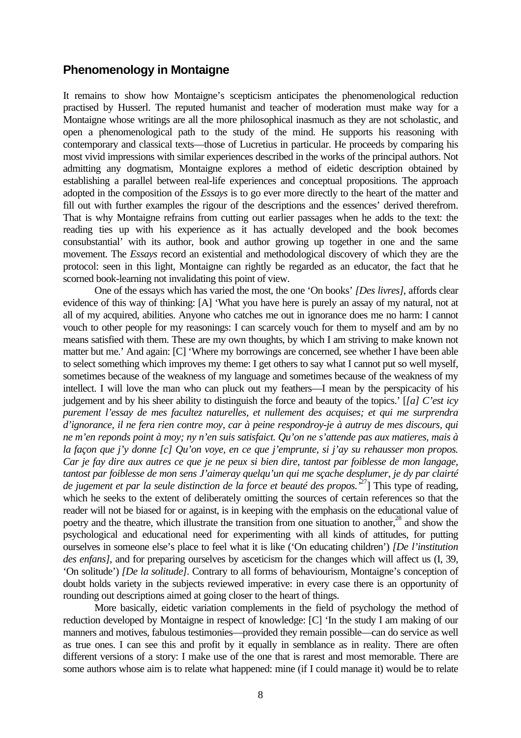## Phenomenology in Montaigne

It remains to show how Montaigne's scepticism anticipates the phenomenological reduction practised by Husserl. The reputed humanist and teacher of moderation must make way for a Montaigne whose writings are all the more philosophical inasmuch as they are not scholastic, and open a phenomenological path to the study of the mind. He supports his reasoning with contemporary and classical texts—those of Lucretius in particular. He proceeds by comparing his most vivid impressions with similar experiences described in the works of the principal authors. Not admitting any dogmatism, Montaigne explores a method of eidetic description obtained by establishing a parallel between real-life experiences and conceptual propositions. The approach adopted in the composition of the *Essays* is to go ever more directly to the heart of the matter and fill out with further examples the rigour of the descriptions and the essences' derived therefrom. That is why Montaigne refrains from cutting out earlier passages when he adds to the text: the reading ties up with his experience as it has actually developed and the book becomes consubstantial' with its author, book and author growing up together in one and the same movement. The *Essays* record an existential and methodological discovery of which they are the protocol: seen in this light, Montaigne can rightly be regarded as an educator, the fact that he scorned book-learning not invalidating this point of view.

One of the essays which has varied the most, the one 'On books' *[Des livres]*, affords clear evidence of this way of thinking: [A] 'What you have here is purely an assay of my natural, not at all of my acquired, abilities. Anyone who catches me out in ignorance does me no harm: I cannot vouch to other people for my reasonings: I can scarcely vouch for them to myself and am by no means satisfied with them. These are my own thoughts, by which I am striving to make known not matter but me.' And again: [C] 'Where my borrowings are concerned, see whether I have been able to select something which improves my theme: I get others to say what I cannot put so well myself, sometimes because of the weakness of my language and sometimes because of the weakness of my intellect. I will love the man who can pluck out my feathers—I mean by the perspicacity of his judgement and by his sheer ability to distinguish the force and beauty of the topics.' [*[a] C'est icy purement l'essay de mes facultez naturelles, et nullement des acquises; et qui me surprendra d'ignorance, il ne fera rien contre moy, car à peine respondroy-je à autruy de mes discours, qui ne m'en reponds point à moy; ny n'en suis satisfaict. Qu'on ne s'attende pas aux matieres, mais à la façon que j'y donne [c] Qu'on voye, en ce que j'emprunte, si j'ay su rehausser mon propos. Car je fay dire aux autres ce que je ne peux si bien dire, tantost par foiblesse de mon langage, tantost par foiblesse de mon sens J'aimeray quelqu'un qui me sçache desplumer, je dy par clairté de jugement et par la seule distinction de la force et beauté des propos.'*[27]] This type of reading, which he seeks to the extent of deliberately omitting the sources of certain references so that the reader will not be biased for or against, is in keeping with the emphasis on the educational value of poetry and the theatre, which illustrate the transition from one situation to another,[28] and show the psychological and educational need for experimenting with all kinds of attitudes, for putting ourselves in someone else's place to feel what it is like ('On educating children') *[De l'institution des enfans]*, and for preparing ourselves by asceticism for the changes which will affect us (I, 39, 'On solitude') *[De la solitude]*. Contrary to all forms of behaviourism, Montaigne's conception of doubt holds variety in the subjects reviewed imperative: in every case there is an opportunity of rounding out descriptions aimed at going closer to the heart of things.

More basically, eidetic variation complements in the field of psychology the method of reduction developed by Montaigne in respect of knowledge: [C] 'In the study I am making of our manners and motives, fabulous testimonies—provided they remain possible—can do service as well as true ones. I can see this and profit by it equally in semblance as in reality. There are often different versions of a story: I make use of the one that is rarest and most memorable. There are some authors whose aim is to relate what happened: mine (if I could manage it) would be to relate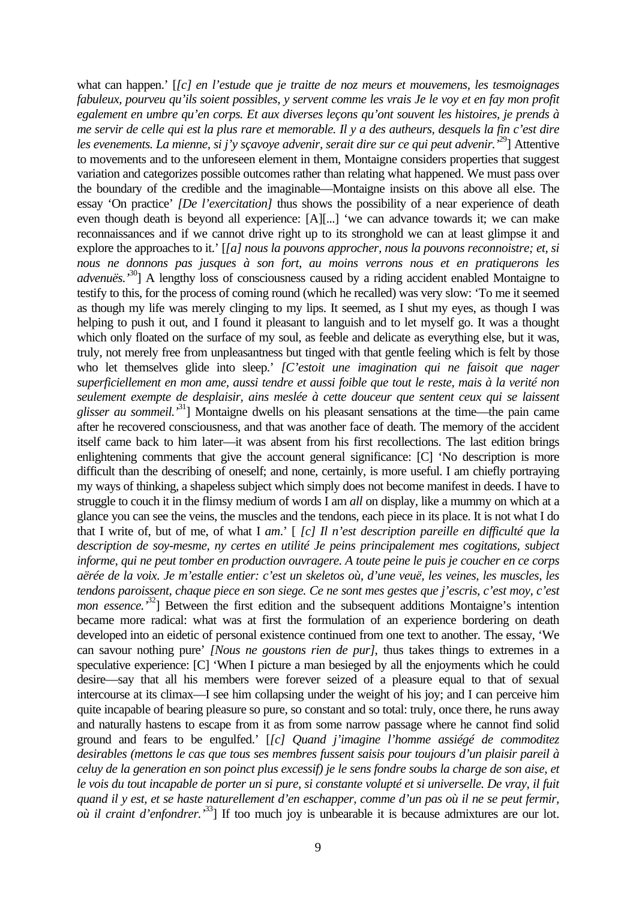what can happen.' [*[c] en l'estude que je traitte de noz meurs et mouvemens, les tesmoignages fabuleux, pourveu qu'ils soient possibles, y servent comme les vrais Je le voy et en fay mon profit egalement en umbre qu'en corps. Et aux diverses leçons qu'ont souvent les histoires, je prends à me servir de celle qui est la plus rare et memorable. Il y a des autheurs, desquels la fin c'est dire les evenements. La mienne, si j'y sçavoye advenir, serait dire sur ce qui peut advenir.'*[29]] Attentive to movements and to the unforeseen element in them, Montaigne considers properties that suggest variation and categorizes possible outcomes rather than relating what happened. We must pass over the boundary of the credible and the imaginable—Montaigne insists on this above all else. The essay 'On practice' *[De l'exercitation]* thus shows the possibility of a near experience of death even though death is beyond all experience: [A][...] 'we can advance towards it; we can make reconnaissances and if we cannot drive right up to its stronghold we can at least glimpse it and explore the approaches to it.' [*[a] nous la pouvons approcher, nous la pouvons reconnoistre; et, si nous ne donnons pas jusques à son fort, au moins verrons nous et en pratiquerons les advenuës.'*[30]] A lengthy loss of consciousness caused by a riding accident enabled Montaigne to testify to this, for the process of coming round (which he recalled) was very slow: 'To me it seemed as though my life was merely clinging to my lips. It seemed, as I shut my eyes, as though I was helping to push it out, and I found it pleasant to languish and to let myself go. It was a thought which only floated on the surface of my soul, as feeble and delicate as everything else, but it was, truly, not merely free from unpleasantness but tinged with that gentle feeling which is felt by those who let themselves glide into sleep.' *[C'estoit une imagination qui ne faisoit que nager superficiellement en mon ame, aussi tendre et aussi foible que tout le reste, mais à la verité non seulement exempte de desplaisir, ains meslée à cette douceur que sentent ceux qui se laissent glisser au sommeil.'*[31]] Montaigne dwells on his pleasant sensations at the time—the pain came after he recovered consciousness, and that was another face of death. The memory of the accident itself came back to him later—it was absent from his first recollections. The last edition brings enlightening comments that give the account general significance: [C] 'No description is more difficult than the describing of oneself; and none, certainly, is more useful. I am chiefly portraying my ways of thinking, a shapeless subject which simply does not become manifest in deeds. I have to struggle to couch it in the flimsy medium of words I am *all* on display, like a mummy on which at a glance you can see the veins, the muscles and the tendons, each piece in its place. It is not what I do that I write of, but of me, of what I *am*.' [ *[c] Il n'est description pareille en difficulté que la description de soy-mesme, ny certes en utilité Je peins principalement mes cogitations, subject informe, qui ne peut tomber en production ouvragere. A toute peine le puis je coucher en ce corps aërée de la voix. Je m'estalle entier: c'est un skeletos où, d'une veuë, les veines, les muscles, les tendons paroissent, chaque piece en son siege. Ce ne sont mes gestes que j'escris, c'est moy, c'est mon essence.'*[32]] Between the first edition and the subsequent additions Montaigne's intention became more radical: what was at first the formulation of an experience bordering on death developed into an eidetic of personal existence continued from one text to another. The essay, 'We can savour nothing pure' *[Nous ne goustons rien de pur]*, thus takes things to extremes in a speculative experience: [C] 'When I picture a man besieged by all the enjoyments which he could desire—say that all his members were forever seized of a pleasure equal to that of sexual intercourse at its climax—I see him collapsing under the weight of his joy; and I can perceive him quite incapable of bearing pleasure so pure, so constant and so total: truly, once there, he runs away and naturally hastens to escape from it as from some narrow passage where he cannot find solid ground and fears to be engulfed.' [*[c] Quand j'imagine l'homme assiégé de commoditez desirables (mettons le cas que tous ses membres fussent saisis pour toujours d'un plaisir pareil à celuy de la generation en son poinct plus excessif) je le sens fondre soubs la charge de son aise, et le vois du tout incapable de porter un si pure, si constante volupté et si universelle. De vray, il fuit quand il y est, et se haste naturellement d'en eschapper, comme d'un pas où il ne se peut fermir, où il craint d'enfondrer.'*[33]] If too much joy is unbearable it is because admixtures are our lot.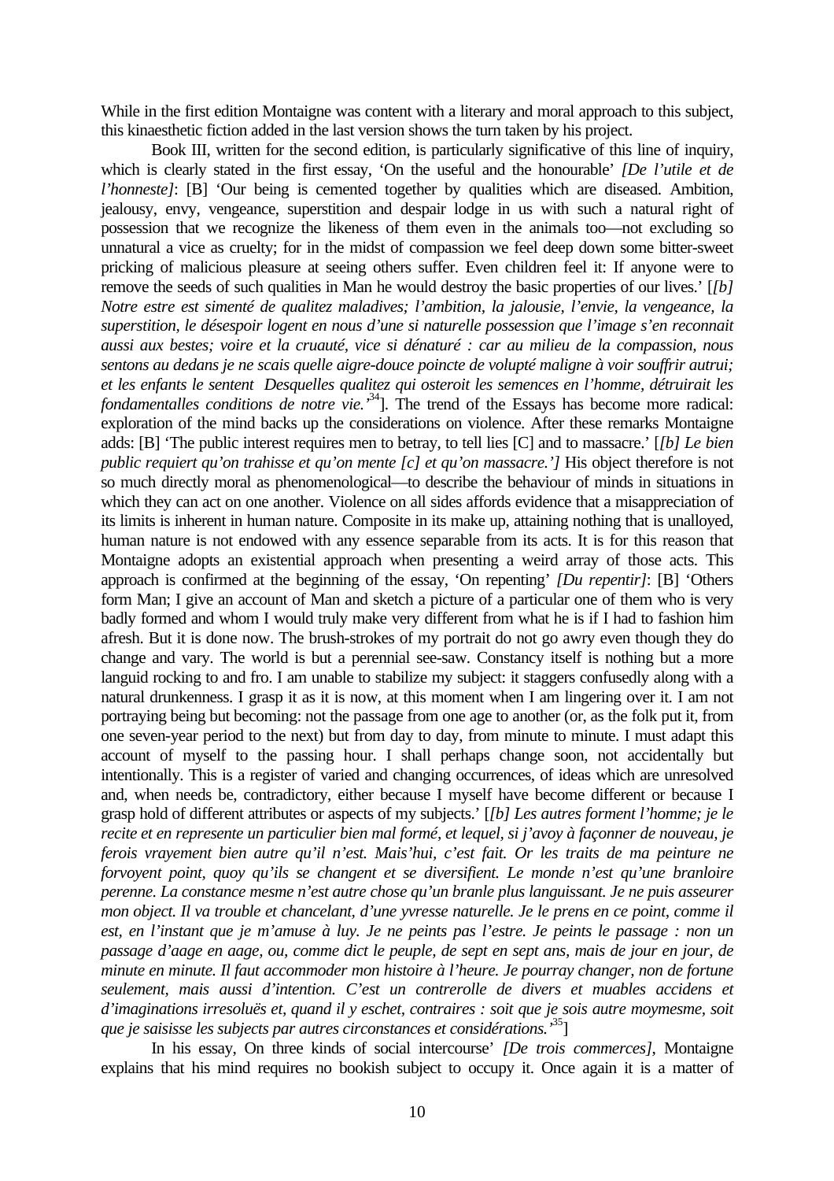While in the first edition Montaigne was content with a literary and moral approach to this subject, this kinaesthetic fiction added in the last version shows the turn taken by his project.

Book III, written for the second edition, is particularly significative of this line of inquiry, which is clearly stated in the first essay, 'On the useful and the honourable' *[De l'utile et de l'honneste]*: [B] 'Our being is cemented together by qualities which are diseased. Ambition, jealousy, envy, vengeance, superstition and despair lodge in us with such a natural right of possession that we recognize the likeness of them even in the animals too—not excluding so unnatural a vice as cruelty; for in the midst of compassion we feel deep down some bitter-sweet pricking of malicious pleasure at seeing others suffer. Even children feel it: If anyone were to remove the seeds of such qualities in Man he would destroy the basic properties of our lives.' [*[b] Notre estre est simenté de qualitez maladives; l'ambition, la jalousie, l'envie, la vengeance, la superstition, le désespoir logent en nous d'une si naturelle possession que l'image s'en reconnait aussi aux bestes; voire et la cruauté, vice si dénaturé : car au milieu de la compassion, nous sentons au dedans je ne scais quelle aigre-douce poincte de volupté maligne à voir souffrir autrui; et les enfants le sentent Desquelles qualitez qui osteroit les semences en l'homme, détruirait les fondamentalles conditions de notre vie.'*[34]]. The trend of the Essays has become more radical: exploration of the mind backs up the considerations on violence. After these remarks Montaigne adds: [B] 'The public interest requires men to betray, to tell lies [C] and to massacre.' [*[b] Le bien public requiert qu'on trahisse et qu'on mente [c] et qu'on massacre.']* His object therefore is not so much directly moral as phenomenological—to describe the behaviour of minds in situations in which they can act on one another. Violence on all sides affords evidence that a misappreciation of its limits is inherent in human nature. Composite in its make up, attaining nothing that is unalloyed, human nature is not endowed with any essence separable from its acts. It is for this reason that Montaigne adopts an existential approach when presenting a weird array of those acts. This approach is confirmed at the beginning of the essay, 'On repenting' *[Du repentir]*: [B] 'Others form Man; I give an account of Man and sketch a picture of a particular one of them who is very badly formed and whom I would truly make very different from what he is if I had to fashion him afresh. But it is done now. The brush-strokes of my portrait do not go awry even though they do change and vary. The world is but a perennial see-saw. Constancy itself is nothing but a more languid rocking to and fro. I am unable to stabilize my subject: it staggers confusedly along with a natural drunkenness. I grasp it as it is now, at this moment when I am lingering over it. I am not portraying being but becoming: not the passage from one age to another (or, as the folk put it, from one seven-year period to the next) but from day to day, from minute to minute. I must adapt this account of myself to the passing hour. I shall perhaps change soon, not accidentally but intentionally. This is a register of varied and changing occurrences, of ideas which are unresolved and, when needs be, contradictory, either because I myself have become different or because I grasp hold of different attributes or aspects of my subjects.' [*[b] Les autres forment l'homme; je le recite et en represente un particulier bien mal formé, et lequel, si j'avoy à façonner de nouveau, je ferois vrayement bien autre qu'il n'est. Mais'hui, c'est fait. Or les traits de ma peinture ne forvoyent point, quoy qu'ils se changent et se diversifient. Le monde n'est qu'une branloire perenne. La constance mesme n'est autre chose qu'un branle plus languissant. Je ne puis asseurer mon object. Il va trouble et chancelant, d'une yvresse naturelle. Je le prens en ce point, comme il est, en l'instant que je m'amuse à luy. Je ne peints pas l'estre. Je peints le passage : non un passage d'aage en aage, ou, comme dict le peuple, de sept en sept ans, mais de jour en jour, de minute en minute. Il faut accommoder mon histoire à l'heure. Je pourray changer, non de fortune seulement, mais aussi d'intention. C'est un contrerolle de divers et muables accidens et d'imaginations irresoluës et, quand il y eschet, contraires : soit que je sois autre moymesme, soit que je saisisse les subjects par autres circonstances et considérations.'*[35]]

In his essay, On three kinds of social intercourse' *[De trois commerces]*, Montaigne explains that his mind requires no bookish subject to occupy it. Once again it is a matter of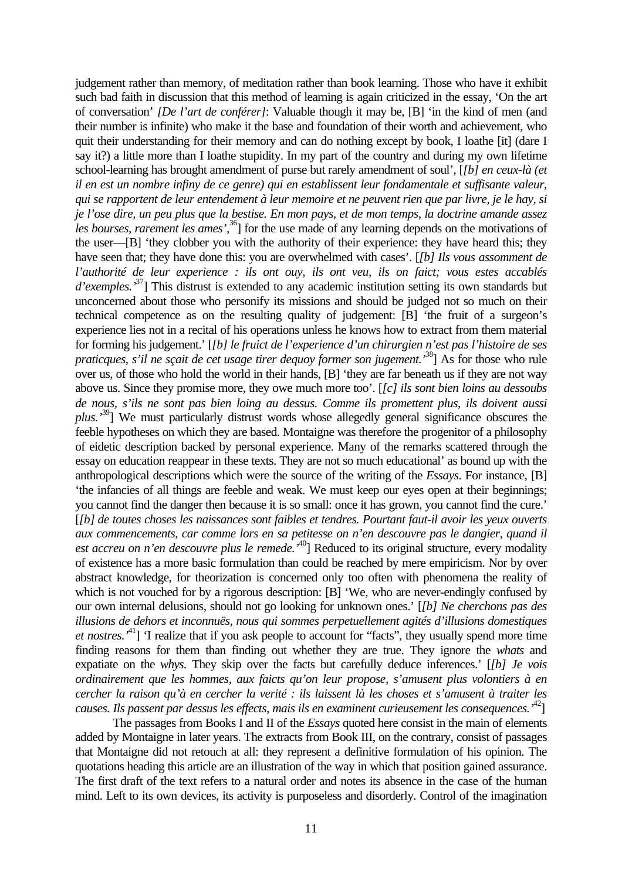judgement rather than memory, of meditation rather than book learning. Those who have it exhibit such bad faith in discussion that this method of learning is again criticized in the essay, 'On the art of conversation' *[De l'art de conférer]*: Valuable though it may be, [B] 'in the kind of men (and their number is infinite) who make it the base and foundation of their worth and achievement, who quit their understanding for their memory and can do nothing except by book, I loathe [it] (dare I say it?) a little more than I loathe stupidity. In my part of the country and during my own lifetime school-learning has brought amendment of purse but rarely amendment of soul', [*[b] en ceux-là (et il en est un nombre infiny de ce genre) qui en establissent leur fondamentale et suffisante valeur, qui se rapportent de leur entendement à leur memoire et ne peuvent rien que par livre, je le hay, si je l'ose dire, un peu plus que la bestise. En mon pays, et de mon temps, la doctrine amande assez les bourses, rarement les ames'*,[36]] for the use made of any learning depends on the motivations of the user—[B] 'they clobber you with the authority of their experience: they have heard this; they have seen that; they have done this: you are overwhelmed with cases'. [*[b] Ils vous assomment de l'authorité de leur experience : ils ont ouy, ils ont veu, ils on faict; vous estes accablés d'exemples.'*[37]] This distrust is extended to any academic institution setting its own standards but unconcerned about those who personify its missions and should be judged not so much on their technical competence as on the resulting quality of judgement: [B] 'the fruit of a surgeon's experience lies not in a recital of his operations unless he knows how to extract from them material for forming his judgement.' [*[b] le fruict de l'experience d'un chirurgien n'est pas l'histoire de ses praticques, s'il ne sçait de cet usage tirer dequoy former son jugement.'*[38]] As for those who rule over us, of those who hold the world in their hands, [B] 'they are far beneath us if they are not way above us. Since they promise more, they owe much more too'. [*[c] ils sont bien loins au dessoubs de nous, s'ils ne sont pas bien loing au dessus. Comme ils promettent plus, ils doivent aussi plus.'*[39]] We must particularly distrust words whose allegedly general significance obscures the feeble hypotheses on which they are based. Montaigne was therefore the progenitor of a philosophy of eidetic description backed by personal experience. Many of the remarks scattered through the essay on education reappear in these texts. They are not so much educational' as bound up with the anthropological descriptions which were the source of the writing of the *Essays*. For instance, [B] 'the infancies of all things are feeble and weak. We must keep our eyes open at their beginnings; you cannot find the danger then because it is so small: once it has grown, you cannot find the cure.' [*[b] de toutes choses les naissances sont faibles et tendres. Pourtant faut-il avoir les yeux ouverts aux commencements, car comme lors en sa petitesse on n'en descouvre pas le dangier, quand il est accreu on n'en descouvre plus le remede.'*[40]] Reduced to its original structure, every modality of existence has a more basic formulation than could be reached by mere empiricism. Nor by over abstract knowledge, for theorization is concerned only too often with phenomena the reality of which is not vouched for by a rigorous description: [B] 'We, who are never-endingly confused by our own internal delusions, should not go looking for unknown ones.' [*[b] Ne cherchons pas des illusions de dehors et inconnuës, nous qui sommes perpetuellement agités d'illusions domestiques et nostres.'*[41]] 'I realize that if you ask people to account for "facts", they usually spend more time finding reasons for them than finding out whether they are true. They ignore the *whats* and expatiate on the *whys*. They skip over the facts but carefully deduce inferences.' [*[b] Je vois ordinairement que les hommes, aux faicts qu'on leur propose, s'amusent plus volontiers à en cercher la raison qu'à en cercher la verité : ils laissent là les choses et s'amusent à traiter les causes. Ils passent par dessus les effects, mais ils en examinent curieusement les consequences.'*[42]]

The passages from Books I and II of the *Essays* quoted here consist in the main of elements added by Montaigne in later years. The extracts from Book III, on the contrary, consist of passages that Montaigne did not retouch at all: they represent a definitive formulation of his opinion. The quotations heading this article are an illustration of the way in which that position gained assurance. The first draft of the text refers to a natural order and notes its absence in the case of the human mind. Left to its own devices, its activity is purposeless and disorderly. Control of the imagination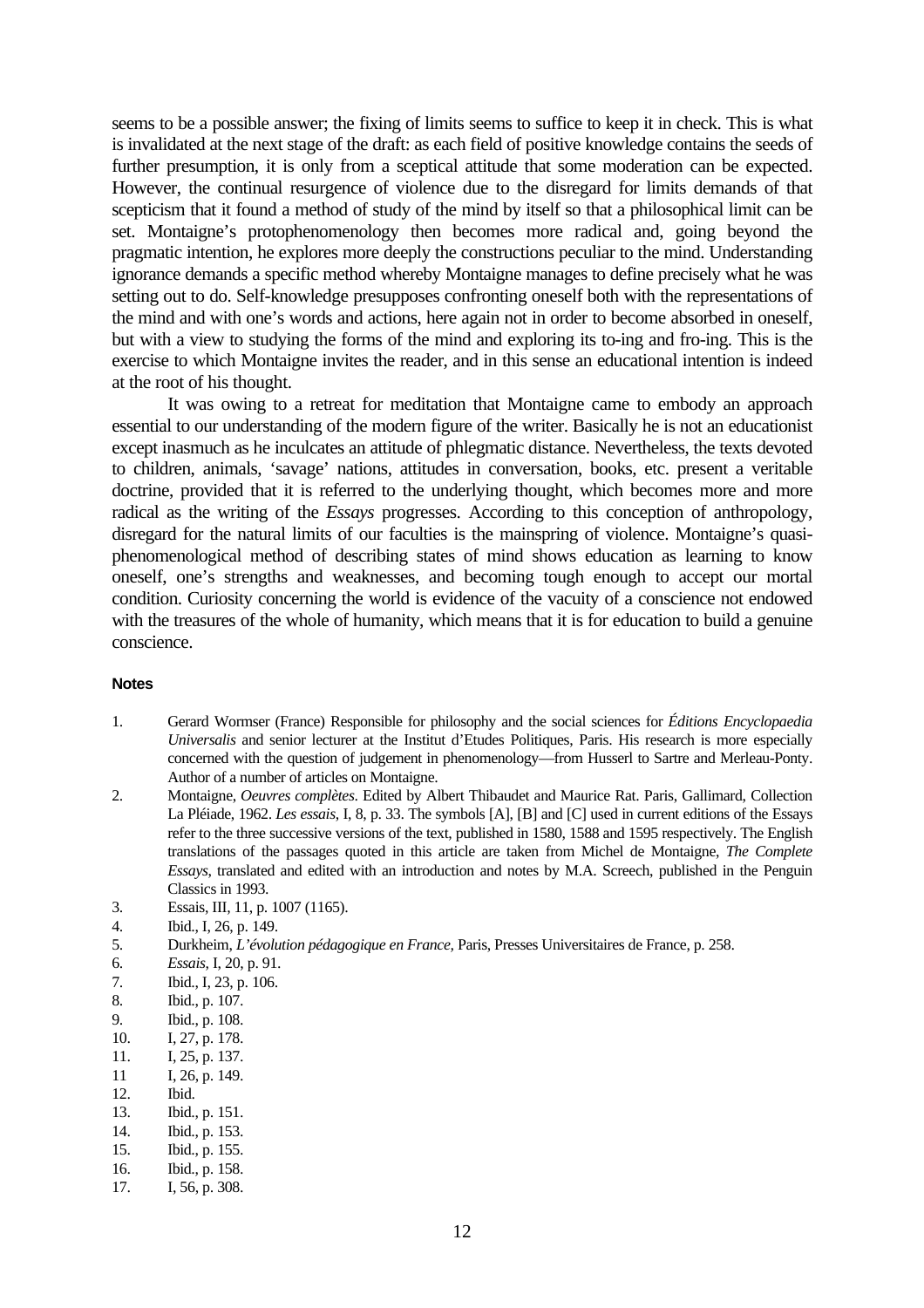seems to be a possible answer; the fixing of limits seems to suffice to keep it in check. This is what is invalidated at the next stage of the draft: as each field of positive knowledge contains the seeds of further presumption, it is only from a sceptical attitude that some moderation can be expected. However, the continual resurgence of violence due to the disregard for limits demands of that scepticism that it found a method of study of the mind by itself so that a philosophical limit can be set. Montaigne's protophenomenology then becomes more radical and, going beyond the pragmatic intention, he explores more deeply the constructions peculiar to the mind. Understanding ignorance demands a specific method whereby Montaigne manages to define precisely what he was setting out to do. Self-knowledge presupposes confronting oneself both with the representations of the mind and with one's words and actions, here again not in order to become absorbed in oneself, but with a view to studying the forms of the mind and exploring its to-ing and fro-ing. This is the exercise to which Montaigne invites the reader, and in this sense an educational intention is indeed at the root of his thought.

It was owing to a retreat for meditation that Montaigne came to embody an approach essential to our understanding of the modern figure of the writer. Basically he is not an educationist except inasmuch as he inculcates an attitude of phlegmatic distance. Nevertheless, the texts devoted to children, animals, 'savage' nations, attitudes in conversation, books, etc. present a veritable doctrine, provided that it is referred to the underlying thought, which becomes more and more radical as the writing of the *Essays* progresses. According to this conception of anthropology, disregard for the natural limits of our faculties is the mainspring of violence. Montaigne's quasi-phenomenological method of describing states of mind shows education as learning to know oneself, one's strengths and weaknesses, and becoming tough enough to accept our mortal condition. Curiosity concerning the world is evidence of the vacuity of a conscience not endowed with the treasures of the whole of humanity, which means that it is for education to build a genuine conscience.

### Notes

1. Gerard Wormser (France) Responsible for philosophy and the social sciences for *Éditions Encyclopaedia Universalis* and senior lecturer at the Institut d'Etudes Politiques, Paris. His research is more especially concerned with the question of judgement in phenomenology—from Husserl to Sartre and Merleau-Ponty. Author of a number of articles on Montaigne.
2. Montaigne, *Oeuvres complètes*. Edited by Albert Thibaudet and Maurice Rat. Paris, Gallimard, Collection La Pléiade, 1962. *Les essais*, I, 8, p. 33. The symbols [A], [B] and [C] used in current editions of the Essays refer to the three successive versions of the text, published in 1580, 1588 and 1595 respectively. The English translations of the passages quoted in this article are taken from Michel de Montaigne, *The Complete Essays*, translated and edited with an introduction and notes by M.A. Screech, published in the Penguin Classics in 1993.
3. Essais, III, 11, p. 1007 (1165).
4. Ibid., I, 26, p. 149.
5. Durkheim, *L'évolution pédagogique en France*, Paris, Presses Universitaires de France, p. 258.
6. *Essais*, I, 20, p. 91.
7. Ibid., I, 23, p. 106.
8. Ibid., p. 107.
9. Ibid., p. 108.
10. I, 27, p. 178.
11. I, 25, p. 137.
12. I, 26, p. 149.
13. Ibid.
14. Ibid., p. 151.
15. Ibid., p. 153.
16. Ibid., p. 155.
17. Ibid., p. 158.
18. I, 56, p. 308.

seems to be a possible answer; the fixing of limits seems to suffice to keep it in check. This is what is invalidated at the next stage of the draft: as each field of positive knowledge contains the seeds of further presumption, it is only from a sceptical attitude that some moderation can be expected. However, the continual resurgence of violence due to the disregard for limits demands of that scepticism that it found a method of study of the mind by itself so that a philosophical limit can be set. Montaigne's protophenomenology then becomes more radical and, going beyond the pragmatic intention, he explores more deeply the constructions peculiar to the mind. Understanding ignorance demands a specific method whereby Montaigne manages to define precisely what he was setting out to do. Self-knowledge presupposes confronting oneself both with the representations of the mind and with one's words and actions, here again not in order to become absorbed in oneself, but with a view to studying the forms of the mind and exploring its to-ing and fro-ing. This is the exercise to which Montaigne invites the reader, and in this sense an educational intention is indeed at the root of his thought.

It was owing to a retreat for meditation that Montaigne came to embody an approach essential to our understanding of the modern figure of the writer. Basically he is not an educationist except inasmuch as he inculcates an attitude of phlegmatic distance. Nevertheless, the texts devoted to children, animals, 'savage' nations, attitudes in conversation, books, etc. present a veritable doctrine, provided that it is referred to the underlying thought, which becomes more and more radical as the writing of the *Essays* progresses. According to this conception of anthropology, disregard for the natural limits of our faculties is the mainspring of violence. Montaigne's quasi-phenomenological method of describing states of mind shows education as learning to know oneself, one's strengths and weaknesses, and becoming tough enough to accept our mortal condition. Curiosity concerning the world is evidence of the vacuity of a conscience not endowed with the treasures of the whole of humanity, which means that it is for education to build a genuine conscience.

### Notes

1. Gerard Wormser (France) Responsible for philosophy and the social sciences for *Éditions Encyclopaedia Universalis* and senior lecturer at the Institut d'Etudes Politiques, Paris. His research is more especially concerned with the question of judgement in phenomenology—from Husserl to Sartre and Merleau-Ponty. Author of a number of articles on Montaigne.
2. Montaigne, *Oeuvres complètes*. Edited by Albert Thibaudet and Maurice Rat. Paris, Gallimard, Collection La Pléiade, 1962. *Les essais*, I, 8, p. 33. The symbols [A], [B] and [C] used in current editions of the Essays refer to the three successive versions of the text, published in 1580, 1588 and 1595 respectively. The English translations of the passages quoted in this article are taken from Michel de Montaigne, *The Complete Essays*, translated and edited with an introduction and notes by M.A. Screech, published in the Penguin Classics in 1993.
3. Essais, III, 11, p. 1007 (1165).
4. Ibid., I, 26, p. 149.
5. Durkheim, *L'évolution pédagogique en France*, Paris, Presses Universitaires de France, p. 258.
6. *Essais*, I, 20, p. 91.
7. Ibid., I, 23, p. 106.
8. Ibid., p. 107.
9. Ibid., p. 108.
10. I, 27, p. 178.
11. I, 25, p. 137.
11 I, 26, p. 149.
12. Ibid.
13. Ibid., p. 151.
14. Ibid., p. 153.
15. Ibid., p. 155.
16. Ibid., p. 158.
17. I, 56, p. 308.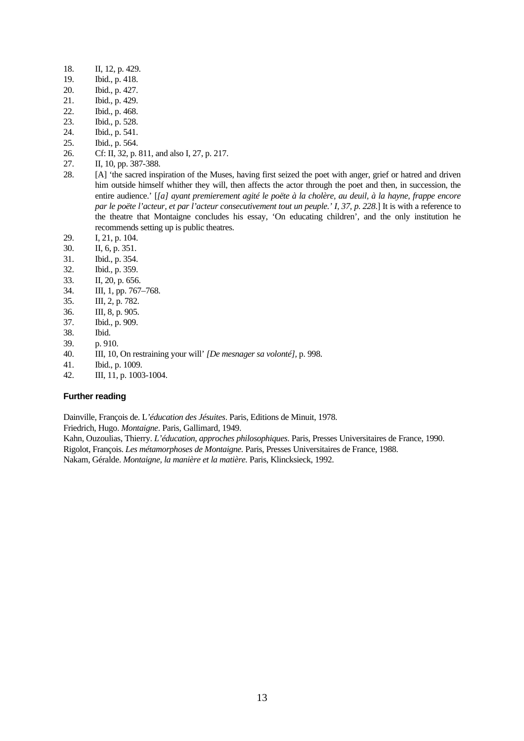18. II, 12, p. 429.
19. Ibid., p. 418.
20. Ibid., p. 427.
21. Ibid., p. 429.
22. Ibid., p. 468.
23. Ibid., p. 528.
24. Ibid., p. 541.
25. Ibid., p. 564.
26. Cf: II, 32, p. 811, and also I, 27, p. 217.
27. II, 10, pp. 387-388.
28. [A] 'the sacred inspiration of the Muses, having first seized the poet with anger, grief or hatred and driven him outside himself whither they will, then affects the actor through the poet and then, in succession, the entire audience.' [*[a] ayant premierement agité le poëte à la cholère, au deuil, à la hayne, frappe encore par le poëte l'acteur, et par l'acteur consecutivement tout un peuple.' I, 37, p. 228.*] It is with a reference to the theatre that Montaigne concludes his essay, 'On educating children', and the only institution he recommends setting up is public theatres.
29. I, 21, p. 104.
30. II, 6, p. 351.
31. Ibid., p. 354.
32. Ibid., p. 359.
33. II, 20, p. 656.
34. III, 1, pp. 767–768.
35. III, 2, p. 782.
36. III, 8, p. 905.
37. Ibid., p. 909.
38. Ibid.
39. p. 910.
40. III, 10, On restraining your will' *[De mesnager sa volonté],* p. 998.
41. Ibid., p. 1009.
42. III, 11, p. 1003-1004.

### Further reading

Dainville, François de. L*'éducation des Jésuites*. Paris, Editions de Minuit, 1978.

Friedrich, Hugo. *Montaigne*. Paris, Gallimard, 1949.

Kahn, Ouzoulias, Thierry. *L'éducation, approches philosophiques*. Paris, Presses Universitaires de France, 1990.

Rigolot, François. *Les métamorphoses de Montaigne*. Paris, Presses Universitaires de France, 1988.

Nakam, Géralde. *Montaigne, la manière et la matière*. Paris, Klincksieck, 1992.